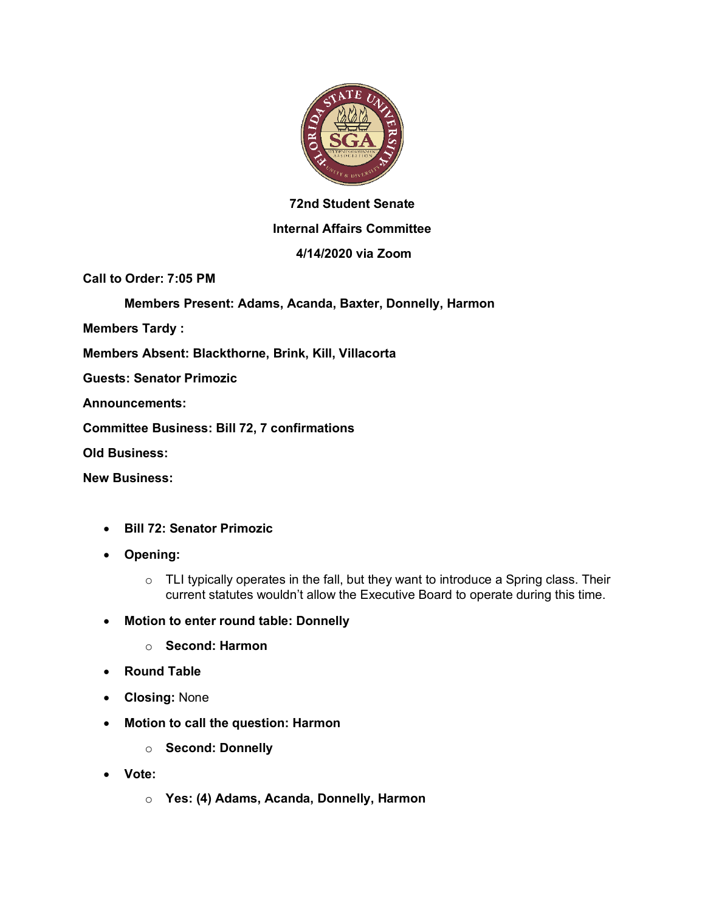**72nd Student Senate**

**Internal Affairs Committee**

**4/14/2020 via Zoom**

**Call to Order: 7:05 PM**

**Members Present: Adams, Acanda, Baxter, Donnelly, Harmon**

**Members Tardy :**

**Members Absent: Blackthorne, Brink, Kill, Villacorta**

**Guests: Senator Primozic**

**Announcements:**

**Committee Business: Bill 72, 7 confirmations**

**Old Business:**

**New Business:**

- **Bill 72: Senator Primozic**
- **Opening:**
  - TLI typically operates in the fall, but they want to introduce a Spring class. Their current statutes wouldn't allow the Executive Board to operate during this time.
- **Motion to enter round table: Donnelly**
  - **Second: Harmon**
- **Round Table**
- **Closing:** None
- **Motion to call the question: Harmon**
  - **Second: Donnelly**
- **Vote:**
  - **Yes: (4) Adams, Acanda, Donnelly, Harmon**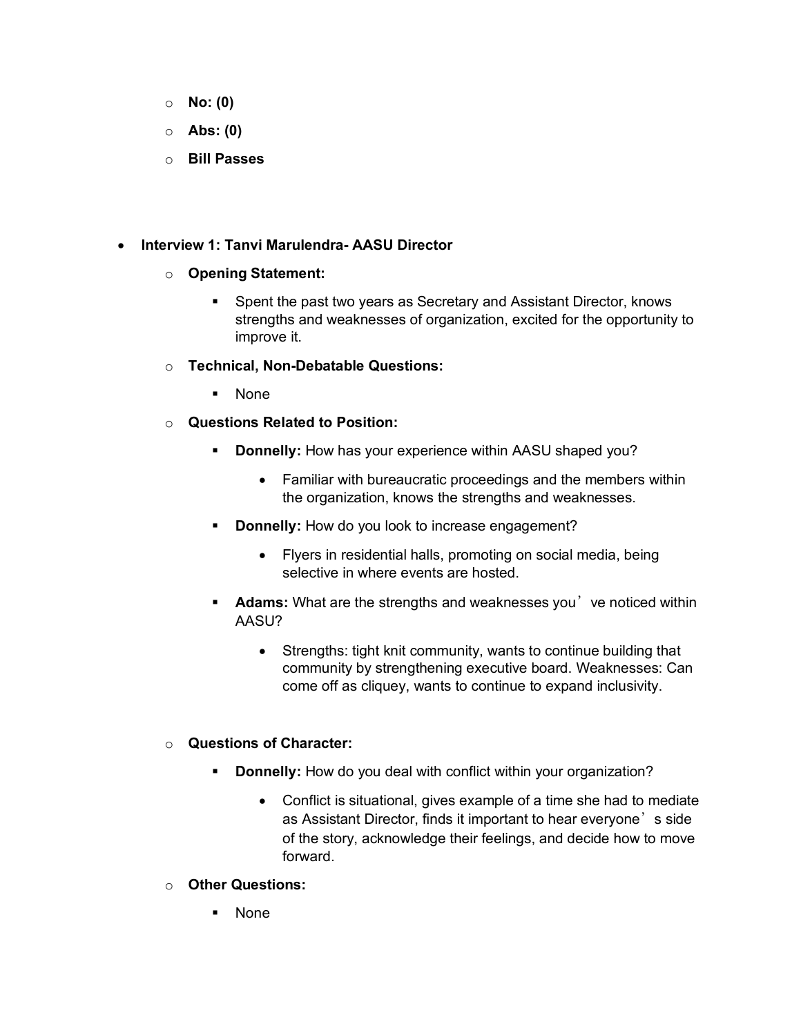- **No: (0)**
  - **Abs: (0)**
  - **Bill Passes**

- **Interview 1: Tanvi Marulendra- AASU Director**
  - **Opening Statement:**
    - Spent the past two years as Secretary and Assistant Director, knows strengths and weaknesses of organization, excited for the opportunity to improve it.
  - **Technical, Non-Debatable Questions:**
    - None
  - **Questions Related to Position:**
    - **Donnelly:** How has your experience within AASU shaped you?
      - Familiar with bureaucratic proceedings and the members within the organization, knows the strengths and weaknesses.
    - **Donnelly:** How do you look to increase engagement?
      - Flyers in residential halls, promoting on social media, being selective in where events are hosted.
    - **Adams:** What are the strengths and weaknesses you've noticed within AASU?
      - Strengths: tight knit community, wants to continue building that community by strengthening executive board. Weaknesses: Can come off as cliquey, wants to continue to expand inclusivity.
  - **Questions of Character:**
    - **Donnelly:** How do you deal with conflict within your organization?
      - Conflict is situational, gives example of a time she had to mediate as Assistant Director, finds it important to hear everyone's side of the story, acknowledge their feelings, and decide how to move forward.
  - **Other Questions:**
    - None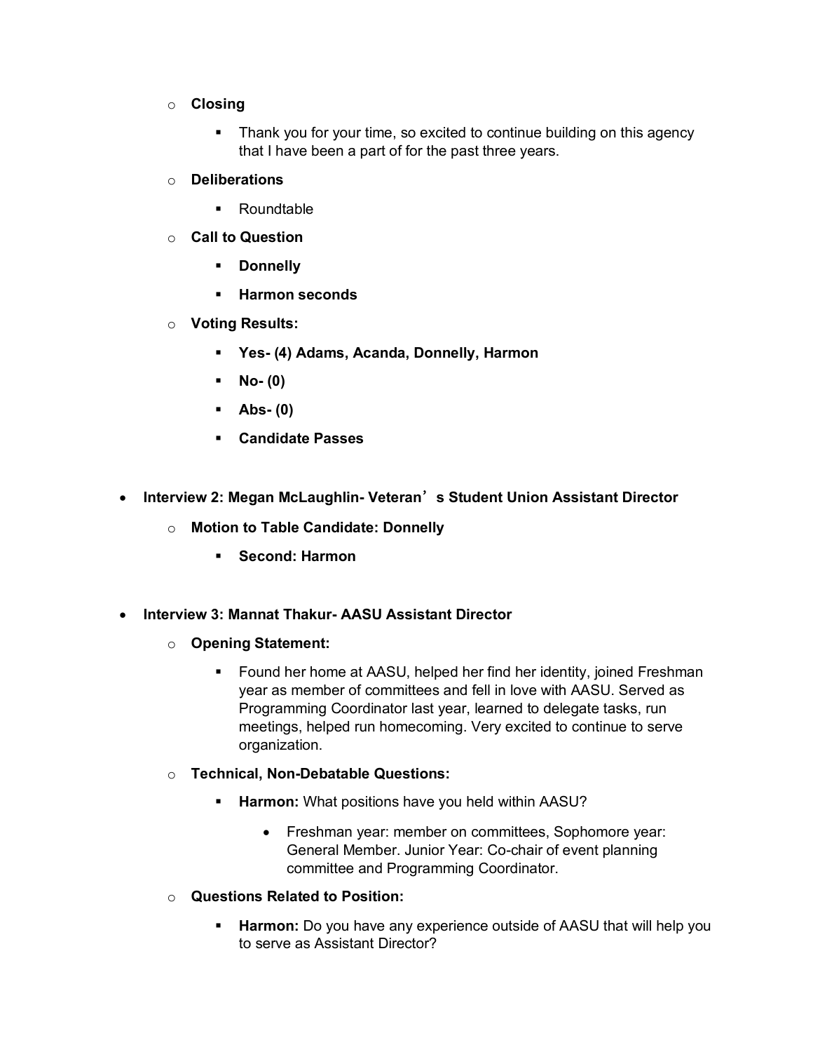- **Closing**
  - Thank you for your time, so excited to continue building on this agency that I have been a part of for the past three years.
- **Deliberations**
  - Roundtable
- **Call to Question**
  - **Donnelly**
  - **Harmon seconds**
- **Voting Results:**
  - **Yes- (4) Adams, Acanda, Donnelly, Harmon**
  - **No- (0)**
  - **Abs- (0)**
  - **Candidate Passes**

- **Interview 2: Megan McLaughlin- Veteran's Student Union Assistant Director**
  - **Motion to Table Candidate: Donnelly**
    - **Second: Harmon**

- **Interview 3: Mannat Thakur- AASU Assistant Director**
  - **Opening Statement:**
    - Found her home at AASU, helped her find her identity, joined Freshman year as member of committees and fell in love with AASU. Served as Programming Coordinator last year, learned to delegate tasks, run meetings, helped run homecoming. Very excited to continue to serve organization.
  - **Technical, Non-Debatable Questions:**
    - **Harmon:** What positions have you held within AASU?
      - Freshman year: member on committees, Sophomore year: General Member. Junior Year: Co-chair of event planning committee and Programming Coordinator.
  - **Questions Related to Position:**
    - **Harmon:** Do you have any experience outside of AASU that will help you to serve as Assistant Director?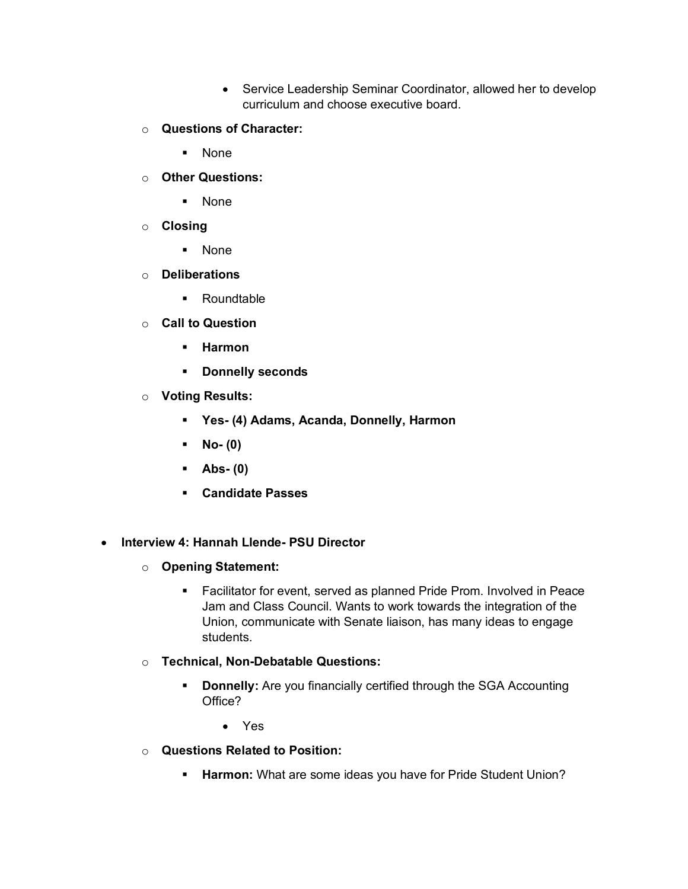- Service Leadership Seminar Coordinator, allowed her to develop curriculum and choose executive board.
  - **Questions of Character:**
    - None
  - **Other Questions:**
    - None
  - **Closing**
    - None
  - **Deliberations**
    - Roundtable
  - **Call to Question**
    - **Harmon**
    - **Donnelly seconds**
  - **Voting Results:**
    - **Yes- (4) Adams, Acanda, Donnelly, Harmon**
    - **No- (0)**
    - **Abs- (0)**
    - **Candidate Passes**

- **Interview 4: Hannah Llende- PSU Director**
  - **Opening Statement:**
    - Facilitator for event, served as planned Pride Prom. Involved in Peace Jam and Class Council. Wants to work towards the integration of the Union, communicate with Senate liaison, has many ideas to engage students.
  - **Technical, Non-Debatable Questions:**
    - **Donnelly:** Are you financially certified through the SGA Accounting Office?
      - Yes
  - **Questions Related to Position:**
    - **Harmon:** What are some ideas you have for Pride Student Union?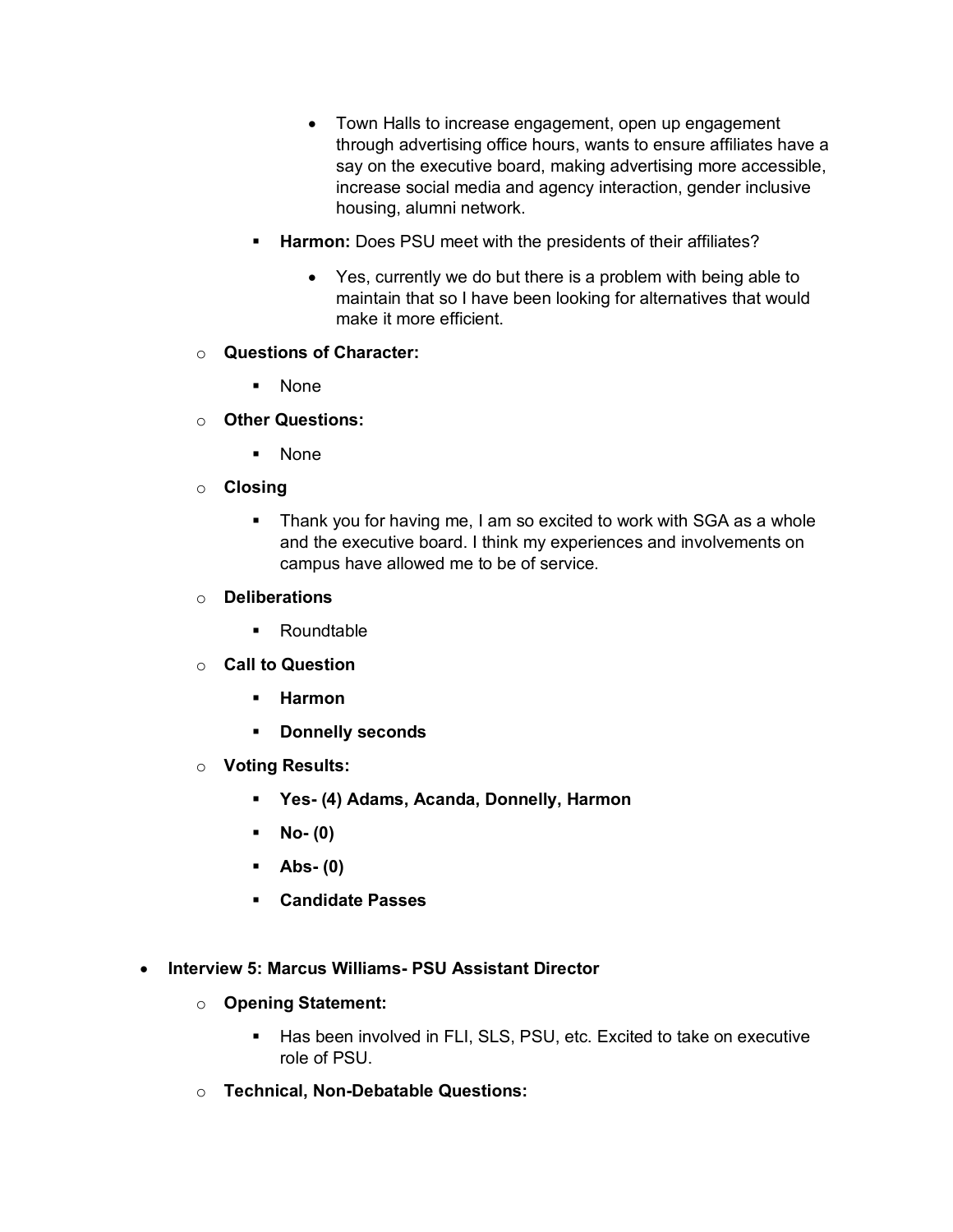- Town Halls to increase engagement, open up engagement through advertising office hours, wants to ensure affiliates have a say on the executive board, making advertising more accessible, increase social media and agency interaction, gender inclusive housing, alumni network.
    - **Harmon:** Does PSU meet with the presidents of their affiliates?
        - Yes, currently we do but there is a problem with being able to maintain that so I have been looking for alternatives that would make it more efficient.
  - **Questions of Character:**
    - None
  - **Other Questions:**
    - None
  - **Closing**
    - Thank you for having me, I am so excited to work with SGA as a whole and the executive board. I think my experiences and involvements on campus have allowed me to be of service.
  - **Deliberations**
    - Roundtable
  - **Call to Question**
    - **Harmon**
    - **Donnelly seconds**
  - **Voting Results:**
    - **Yes- (4) Adams, Acanda, Donnelly, Harmon**
    - **No- (0)**
    - **Abs- (0)**
    - **Candidate Passes**

- **Interview 5: Marcus Williams- PSU Assistant Director**
  - **Opening Statement:**
    - Has been involved in FLI, SLS, PSU, etc. Excited to take on executive role of PSU.
  - **Technical, Non-Debatable Questions:**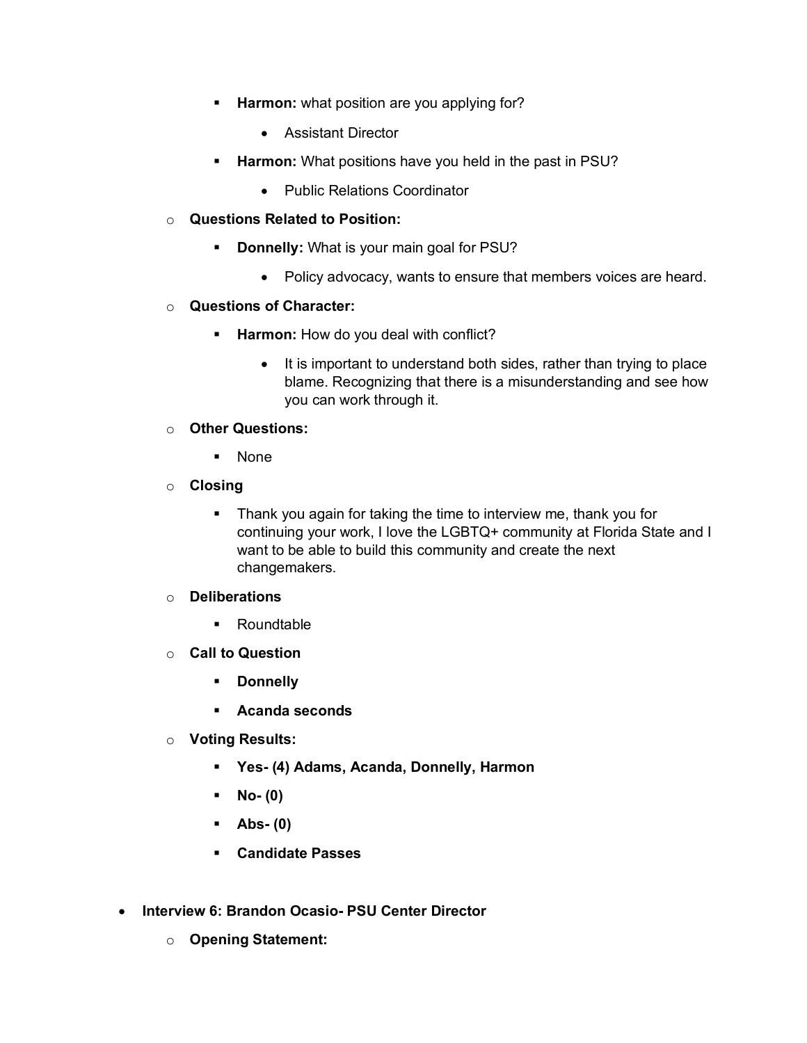- **Harmon:** what position are you applying for?
            - Assistant Director
        - **Harmon:** What positions have you held in the past in PSU?
            - Public Relations Coordinator
    - **Questions Related to Position:**
        - **Donnelly:** What is your main goal for PSU?
            - Policy advocacy, wants to ensure that members voices are heard.
    - **Questions of Character:**
        - **Harmon:** How do you deal with conflict?
            - It is important to understand both sides, rather than trying to place blame. Recognizing that there is a misunderstanding and see how you can work through it.
    - **Other Questions:**
        - None
    - **Closing**
        - Thank you again for taking the time to interview me, thank you for continuing your work, I love the LGBTQ+ community at Florida State and I want to be able to build this community and create the next changemakers.
    - **Deliberations**
        - Roundtable
    - **Call to Question**
        - **Donnelly**
        - **Acanda seconds**
    - **Voting Results:**
        - **Yes- (4) Adams, Acanda, Donnelly, Harmon**
        - **No- (0)**
        - **Abs- (0)**
        - **Candidate Passes**

- **Interview 6: Brandon Ocasio- PSU Center Director**
    - **Opening Statement:**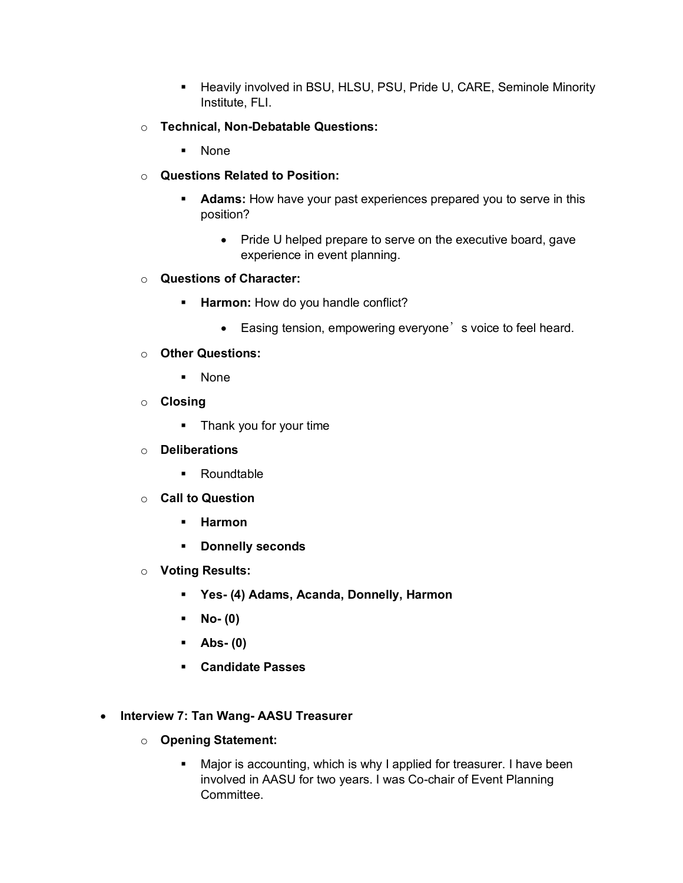- Heavily involved in BSU, HLSU, PSU, Pride U, CARE, Seminole Minority Institute, FLI.
    - **Technical, Non-Debatable Questions:**
        - None
    - **Questions Related to Position:**
        - **Adams:** How have your past experiences prepared you to serve in this position?
            - Pride U helped prepare to serve on the executive board, gave experience in event planning.
    - **Questions of Character:**
        - **Harmon:** How do you handle conflict?
            - Easing tension, empowering everyone's voice to feel heard.
    - **Other Questions:**
        - None
    - **Closing**
        - Thank you for your time
    - **Deliberations**
        - Roundtable
    - **Call to Question**
        - **Harmon**
        - **Donnelly seconds**
    - **Voting Results:**
        - **Yes- (4) Adams, Acanda, Donnelly, Harmon**
        - **No- (0)**
        - **Abs- (0)**
        - **Candidate Passes**

- **Interview 7: Tan Wang- AASU Treasurer**
    - **Opening Statement:**
        - Major is accounting, which is why I applied for treasurer. I have been involved in AASU for two years. I was Co-chair of Event Planning Committee.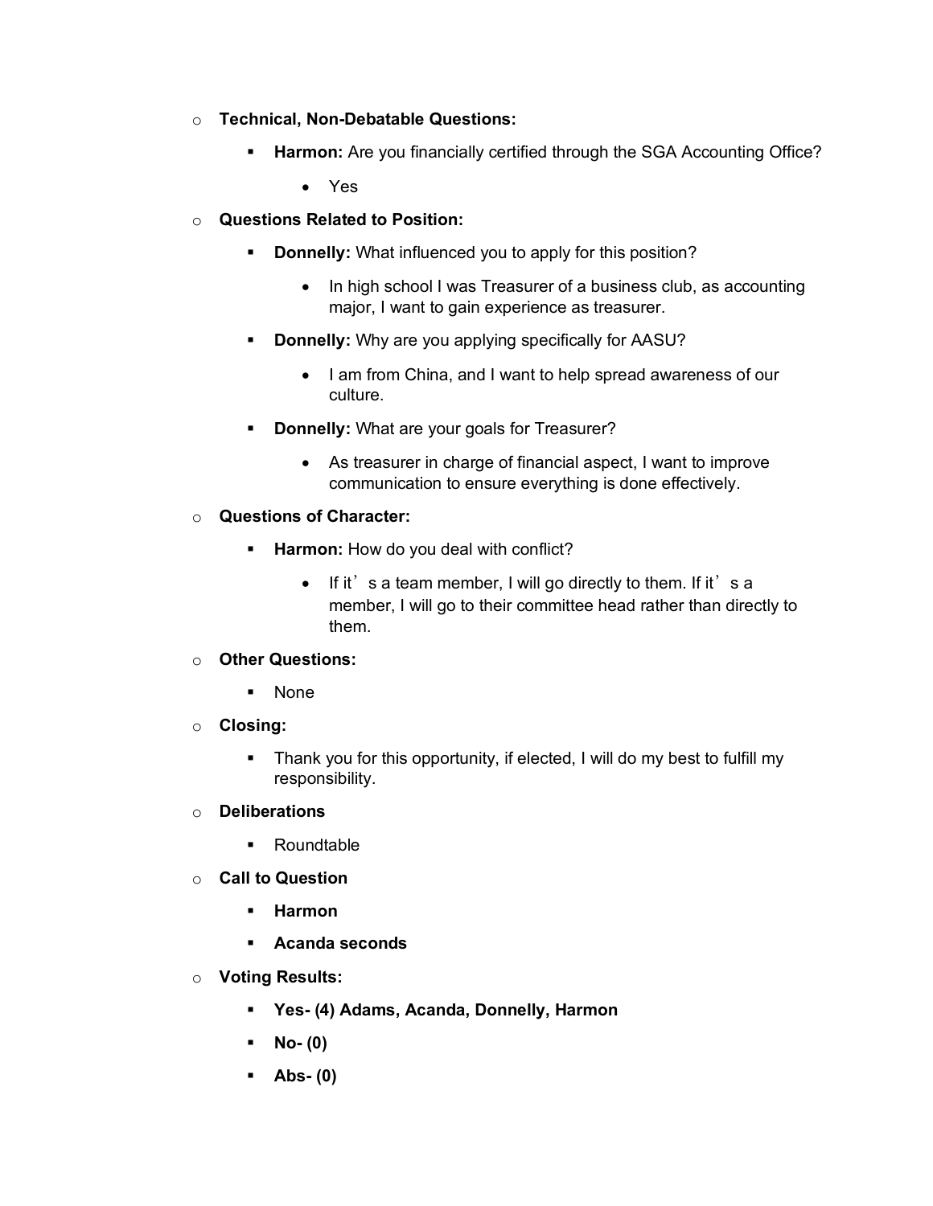- **Technical, Non-Debatable Questions:**
  - **Harmon:** Are you financially certified through the SGA Accounting Office?
    - Yes
- **Questions Related to Position:**
  - **Donnelly:** What influenced you to apply for this position?
    - In high school I was Treasurer of a business club, as accounting major, I want to gain experience as treasurer.
  - **Donnelly:** Why are you applying specifically for AASU?
    - I am from China, and I want to help spread awareness of our culture.
  - **Donnelly:** What are your goals for Treasurer?
    - As treasurer in charge of financial aspect, I want to improve communication to ensure everything is done effectively.
- **Questions of Character:**
  - **Harmon:** How do you deal with conflict?
    - If it's a team member, I will go directly to them. If it's a member, I will go to their committee head rather than directly to them.
- **Other Questions:**
  - None
- **Closing:**
  - Thank you for this opportunity, if elected, I will do my best to fulfill my responsibility.
- **Deliberations**
  - Roundtable
- **Call to Question**
  - **Harmon**
  - **Acanda seconds**
- **Voting Results:**
  - **Yes- (4) Adams, Acanda, Donnelly, Harmon**
  - **No- (0)**
  - **Abs- (0)**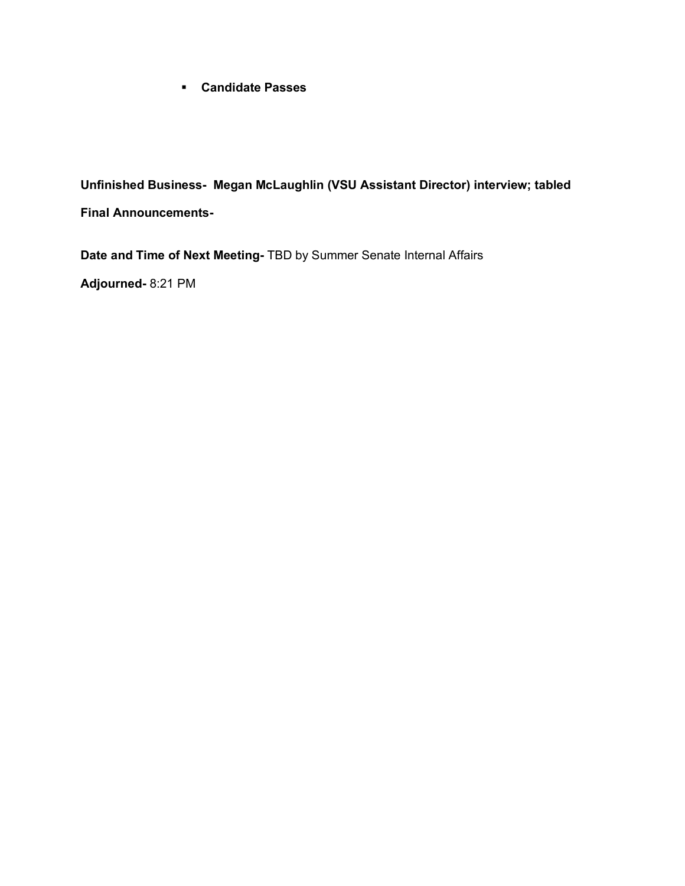- **Candidate Passes**

**Unfinished Business- Megan McLaughlin (VSU Assistant Director) interview; tabled**

**Final Announcements-**

**Date and Time of Next Meeting-** TBD by Summer Senate Internal Affairs

**Adjourned-** 8:21 PM